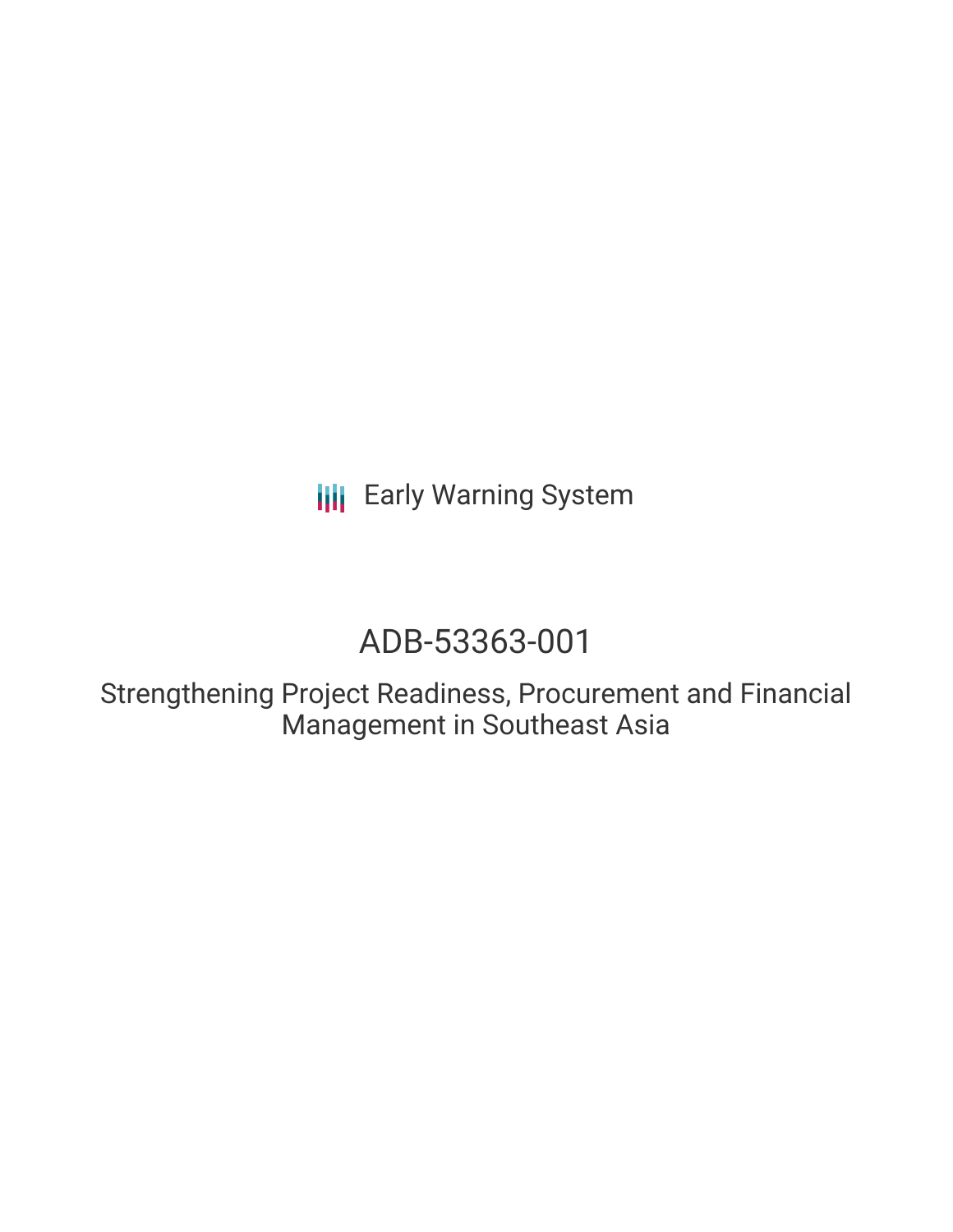Early Warning System

# ADB-53363-001

## Strengthening Project Readiness, Procurement and Financial Management in Southeast Asia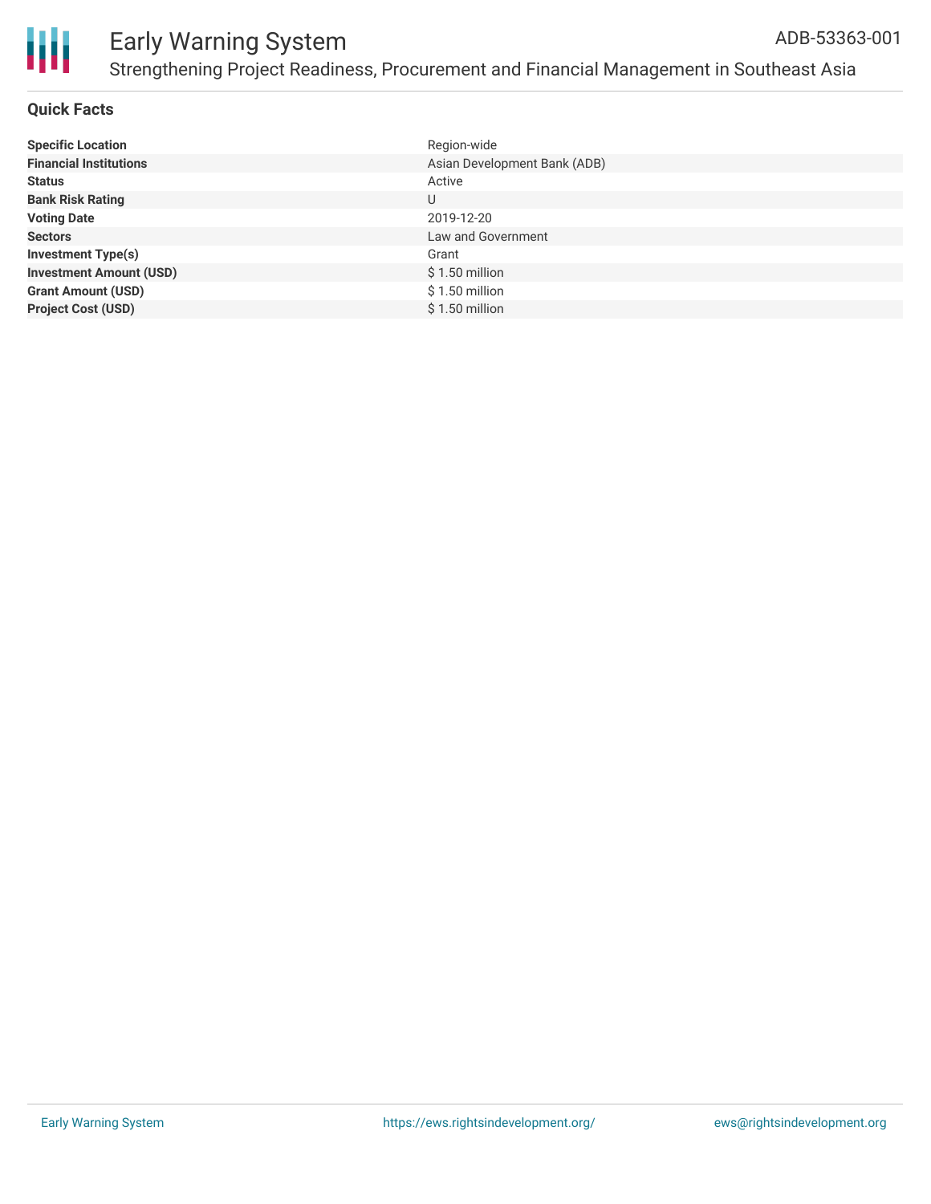# Early Warning System

ADB-53363-001

## Strengthening Project Readiness, Procurement and Financial Management in Southeast Asia

### Quick Facts

| | |
|---|---|
| **Specific Location** | Region-wide |
| **Financial Institutions** | Asian Development Bank (ADB) |
| **Status** | Active |
| **Bank Risk Rating** | U |
| **Voting Date** | 2019-12-20 |
| **Sectors** | Law and Government |
| **Investment Type(s)** | Grant |
| **Investment Amount (USD)** | $ 1.50 million |
| **Grant Amount (USD)** | $ 1.50 million |
| **Project Cost (USD)** | $ 1.50 million |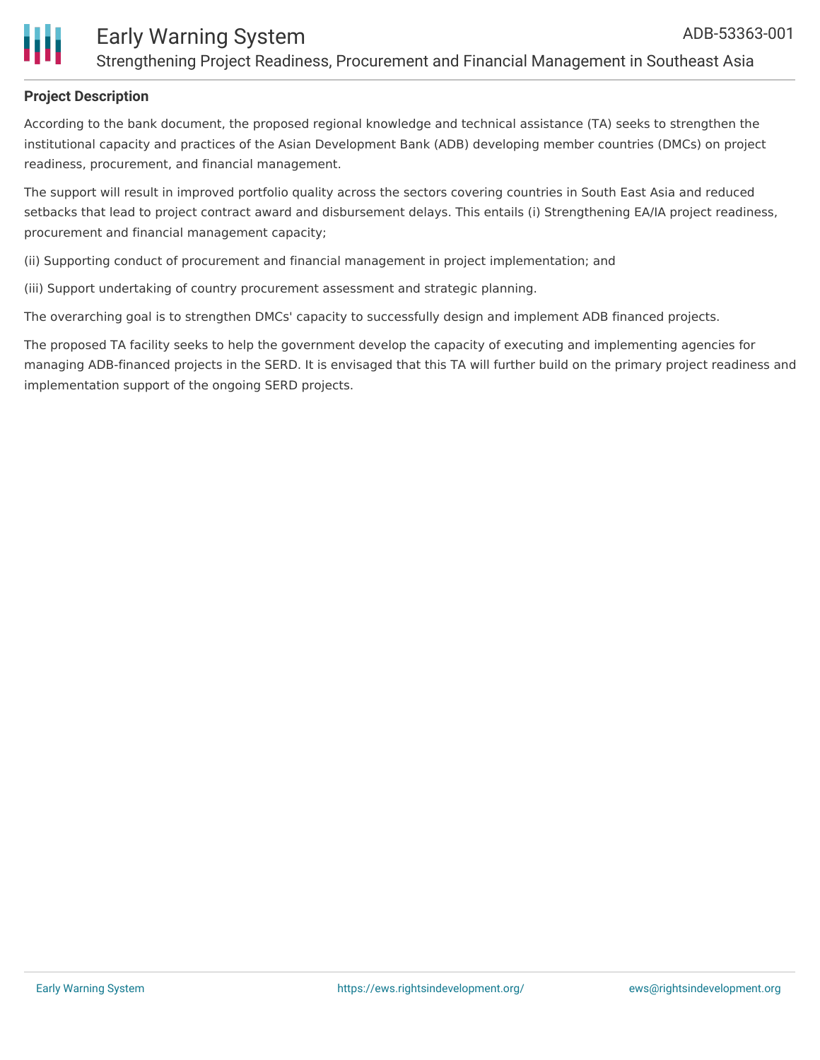**Project Description**

According to the bank document, the proposed regional knowledge and technical assistance (TA) seeks to strengthen the institutional capacity and practices of the Asian Development Bank (ADB) developing member countries (DMCs) on project readiness, procurement, and financial management.

The support will result in improved portfolio quality across the sectors covering countries in South East Asia and reduced setbacks that lead to project contract award and disbursement delays. This entails (i) Strengthening EA/IA project readiness, procurement and financial management capacity;

(ii) Supporting conduct of procurement and financial management in project implementation; and

(iii) Support undertaking of country procurement assessment and strategic planning.

The overarching goal is to strengthen DMCs' capacity to successfully design and implement ADB financed projects.

The proposed TA facility seeks to help the government develop the capacity of executing and implementing agencies for managing ADB-financed projects in the SERD. It is envisaged that this TA will further build on the primary project readiness and implementation support of the ongoing SERD projects.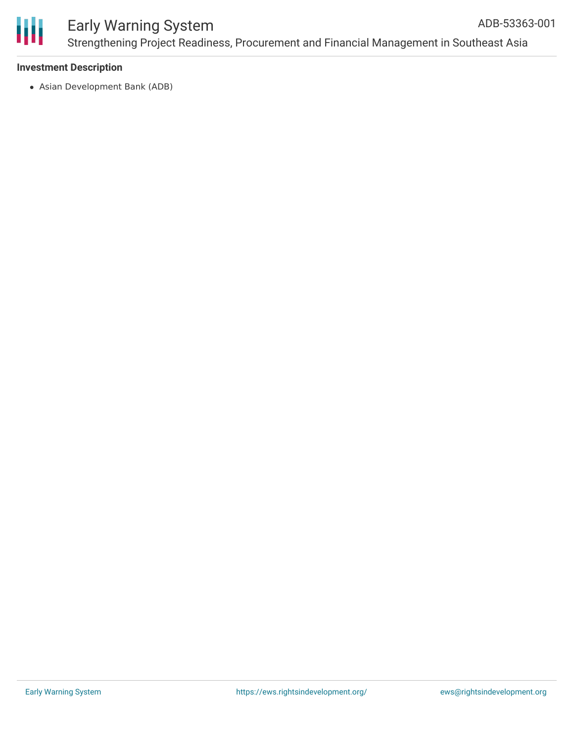**Investment Description**

- Asian Development Bank (ADB)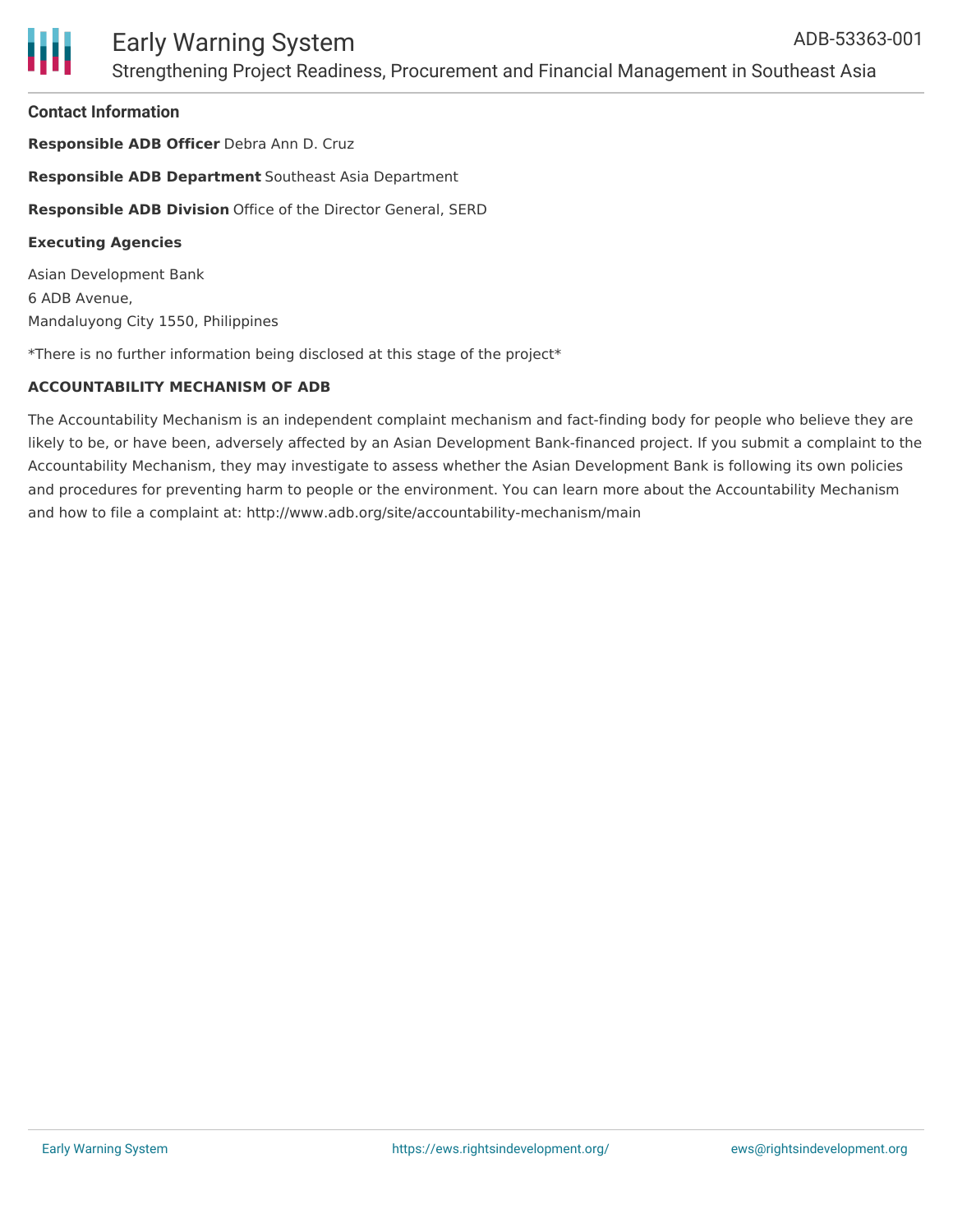## Contact Information

**Responsible ADB Officer** Debra Ann D. Cruz

**Responsible ADB Department** Southeast Asia Department

**Responsible ADB Division** Office of the Director General, SERD

**Executing Agencies**

Asian Development Bank
6 ADB Avenue,
Mandaluyong City 1550, Philippines

*There is no further information being disclosed at this stage of the project*

**ACCOUNTABILITY MECHANISM OF ADB**

The Accountability Mechanism is an independent complaint mechanism and fact-finding body for people who believe they are likely to be, or have been, adversely affected by an Asian Development Bank-financed project. If you submit a complaint to the Accountability Mechanism, they may investigate to assess whether the Asian Development Bank is following its own policies and procedures for preventing harm to people or the environment. You can learn more about the Accountability Mechanism and how to file a complaint at: http://www.adb.org/site/accountability-mechanism/main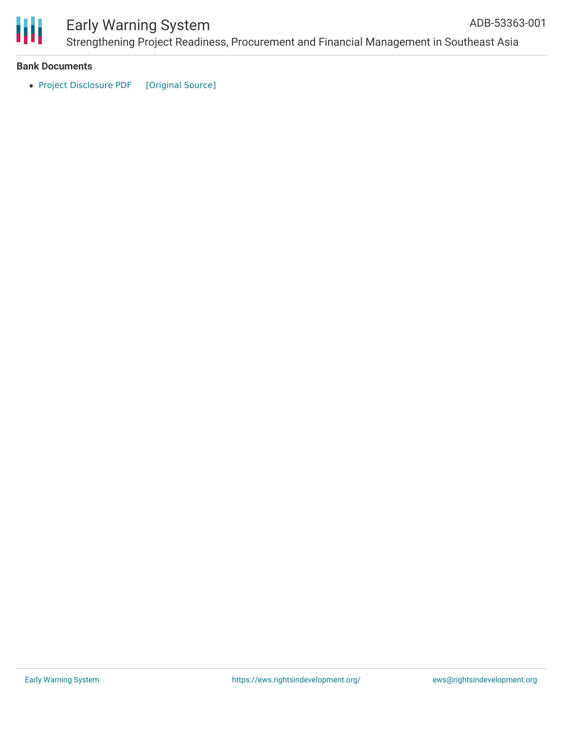**Bank Documents**

- Project Disclosure PDF [Original Source]